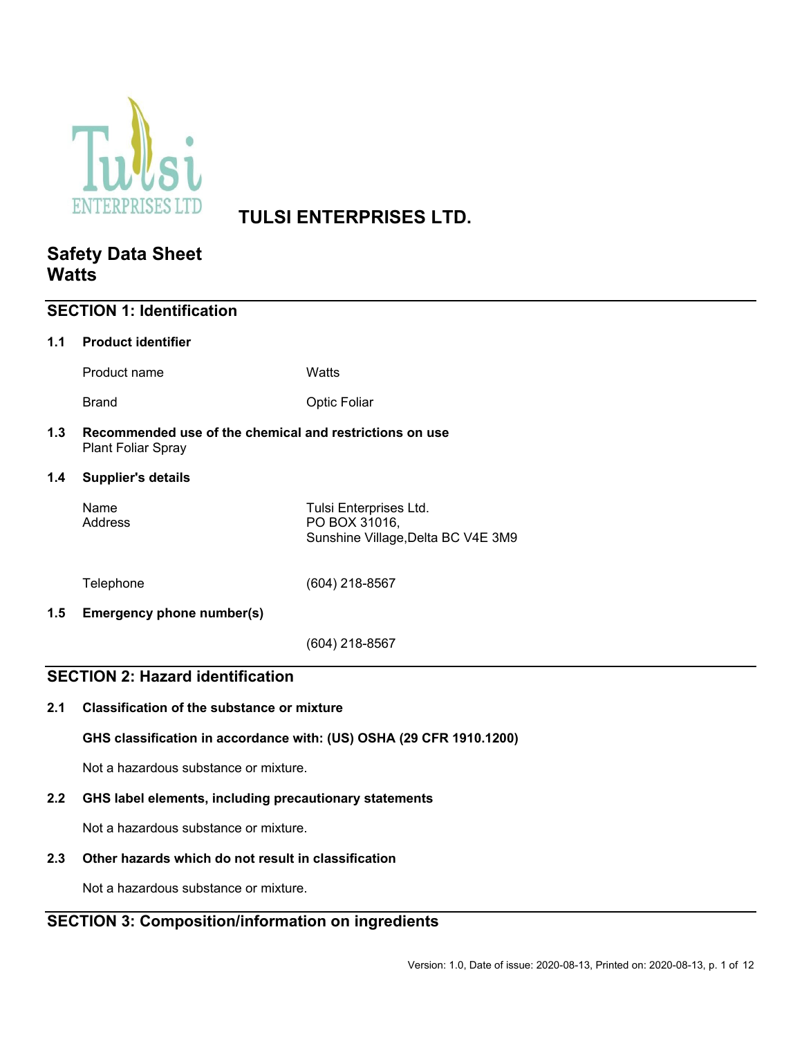# TULSI ENTERPRISES LTD.

# Safety Data Sheet
# Watts

## SECTION 1: Identification

### 1.1 Product identifier

| | |
|---|---|
| Product name | Watts |
| Brand | Optic Foliar |

### 1.3 Recommended use of the chemical and restrictions on use

Plant Foliar Spray

### 1.4 Supplier's details

| | |
|---|---|
| Name | Tulsi Enterprises Ltd. |
| Address | PO BOX 31016,<br>Sunshine Village,Delta BC V4E 3M9 |
| Telephone | (604) 218-8567 |

### 1.5 Emergency phone number(s)

(604) 218-8567

## SECTION 2: Hazard identification

### 2.1 Classification of the substance or mixture

**GHS classification in accordance with: (US) OSHA (29 CFR 1910.1200)**

Not a hazardous substance or mixture.

### 2.2 GHS label elements, including precautionary statements

Not a hazardous substance or mixture.

### 2.3 Other hazards which do not result in classification

Not a hazardous substance or mixture.

## SECTION 3: Composition/information on ingredients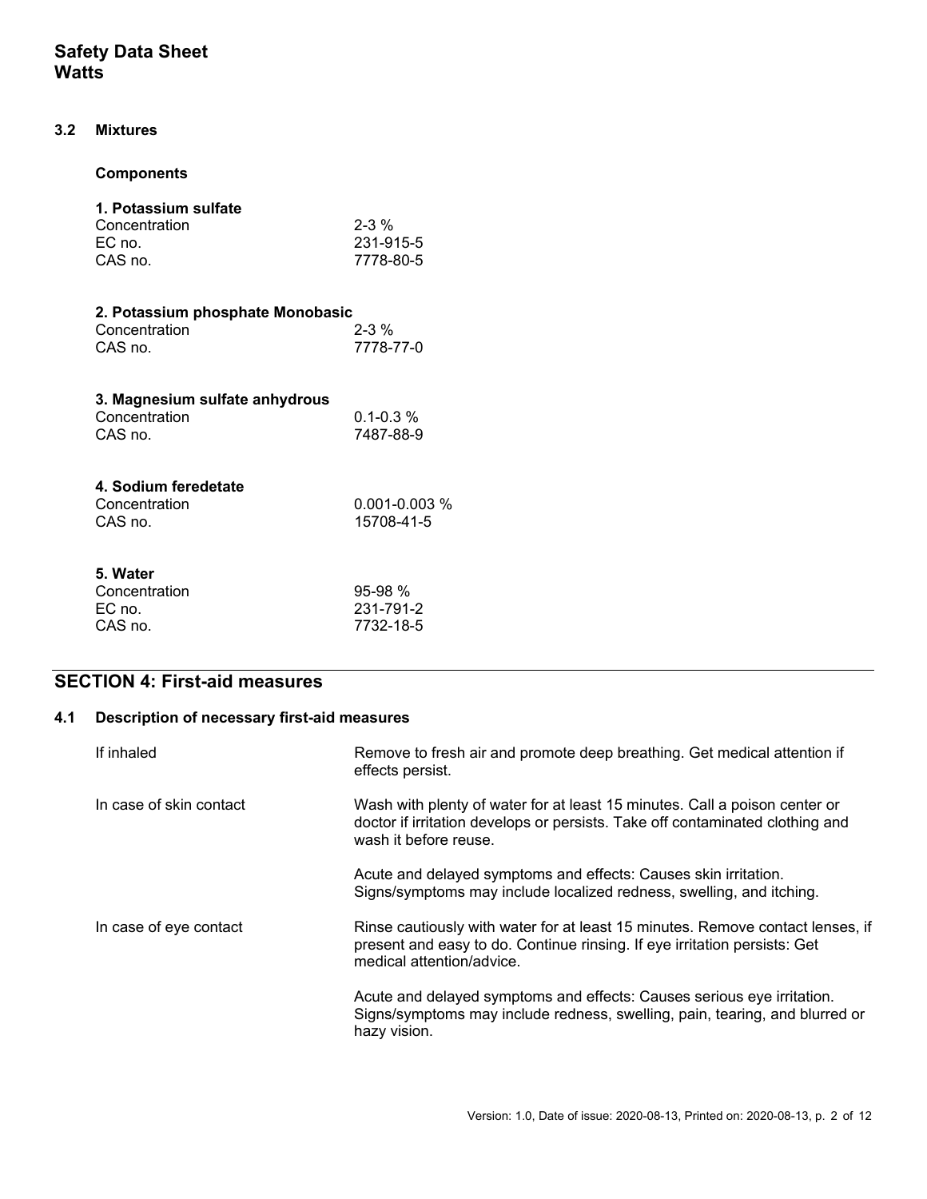### 3.2 Mixtures

**Components**

**1. Potassium sulfate**

| | |
|---|---|
| Concentration | 2-3 % |
| EC no. | 231-915-5 |
| CAS no. | 7778-80-5 |

**2. Potassium phosphate Monobasic**

| | |
|---|---|
| Concentration | 2-3 % |
| CAS no. | 7778-77-0 |

**3. Magnesium sulfate anhydrous**

| | |
|---|---|
| Concentration | 0.1-0.3 % |
| CAS no. | 7487-88-9 |

**4. Sodium feredetate**

| | |
|---|---|
| Concentration | 0.001-0.003 % |
| CAS no. | 15708-41-5 |

**5. Water**

| | |
|---|---|
| Concentration | 95-98 % |
| EC no. | 231-791-2 |
| CAS no. | 7732-18-5 |

## SECTION 4: First-aid measures

### 4.1 Description of necessary first-aid measures

**If inhaled**

Remove to fresh air and promote deep breathing. Get medical attention if effects persist.

**In case of skin contact**

Wash with plenty of water for at least 15 minutes. Call a poison center or doctor if irritation develops or persists. Take off contaminated clothing and wash it before reuse.

Acute and delayed symptoms and effects: Causes skin irritation. Signs/symptoms may include localized redness, swelling, and itching.

**In case of eye contact**

Rinse cautiously with water for at least 15 minutes. Remove contact lenses, if present and easy to do. Continue rinsing. If eye irritation persists: Get medical attention/advice.

Acute and delayed symptoms and effects: Causes serious eye irritation. Signs/symptoms may include redness, swelling, pain, tearing, and blurred or hazy vision.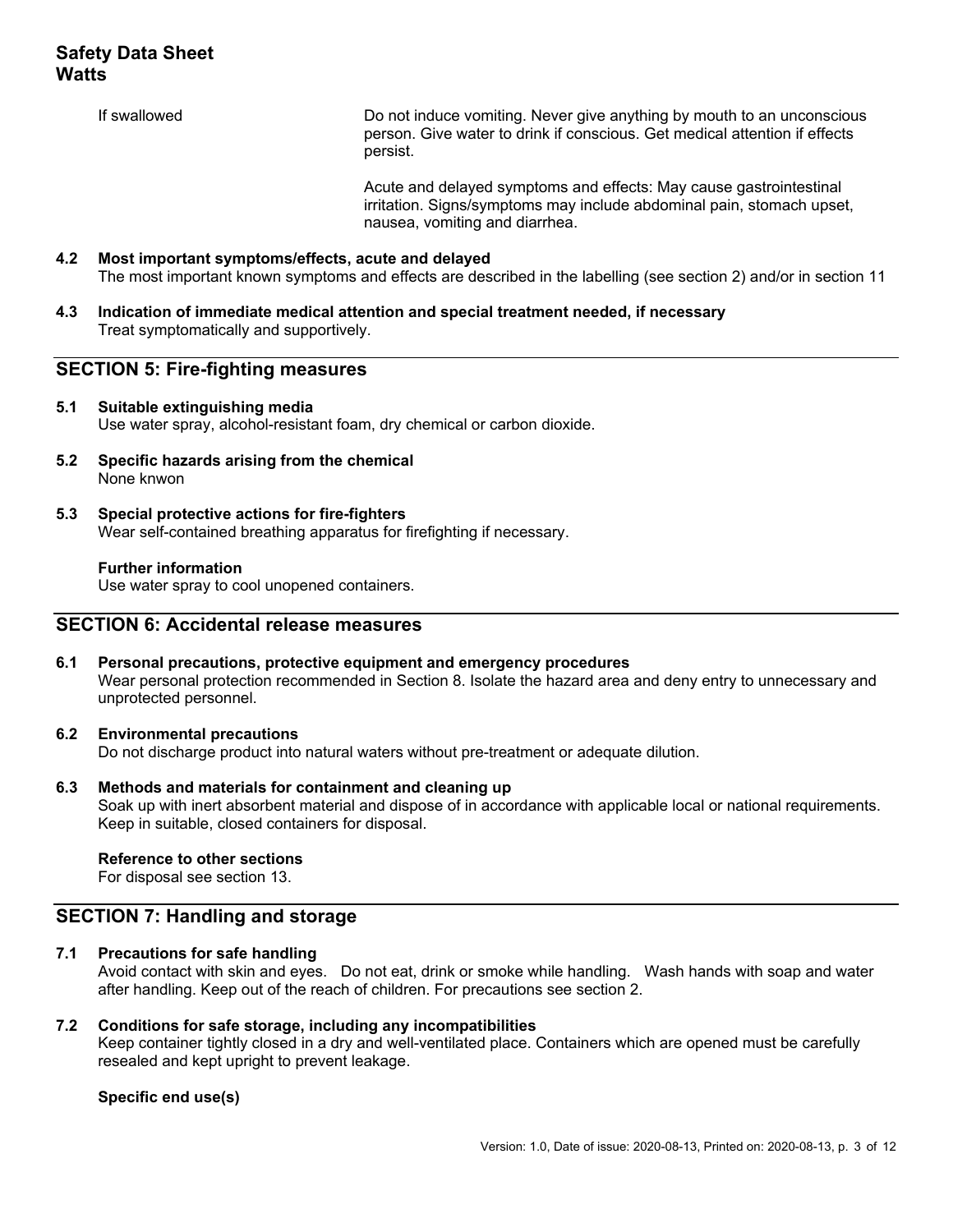If swallowed

Do not induce vomiting. Never give anything by mouth to an unconscious person. Give water to drink if conscious. Get medical attention if effects persist.

Acute and delayed symptoms and effects: May cause gastrointestinal irritation. Signs/symptoms may include abdominal pain, stomach upset, nausea, vomiting and diarrhea.

### 4.2 Most important symptoms/effects, acute and delayed

The most important known symptoms and effects are described in the labelling (see section 2) and/or in section 11

### 4.3 Indication of immediate medical attention and special treatment needed, if necessary

Treat symptomatically and supportively.

## SECTION 5: Fire-fighting measures

### 5.1 Suitable extinguishing media

Use water spray, alcohol-resistant foam, dry chemical or carbon dioxide.

### 5.2 Specific hazards arising from the chemical

None knwon

### 5.3 Special protective actions for fire-fighters

Wear self-contained breathing apparatus for firefighting if necessary.

**Further information**

Use water spray to cool unopened containers.

## SECTION 6: Accidental release measures

### 6.1 Personal precautions, protective equipment and emergency procedures

Wear personal protection recommended in Section 8. Isolate the hazard area and deny entry to unnecessary and unprotected personnel.

### 6.2 Environmental precautions

Do not discharge product into natural waters without pre-treatment or adequate dilution.

### 6.3 Methods and materials for containment and cleaning up

Soak up with inert absorbent material and dispose of in accordance with applicable local or national requirements. Keep in suitable, closed containers for disposal.

**Reference to other sections**

For disposal see section 13.

## SECTION 7: Handling and storage

### 7.1 Precautions for safe handling

Avoid contact with skin and eyes. Do not eat, drink or smoke while handling. Wash hands with soap and water after handling. Keep out of the reach of children. For precautions see section 2.

### 7.2 Conditions for safe storage, including any incompatibilities

Keep container tightly closed in a dry and well-ventilated place. Containers which are opened must be carefully resealed and kept upright to prevent leakage.

**Specific end use(s)**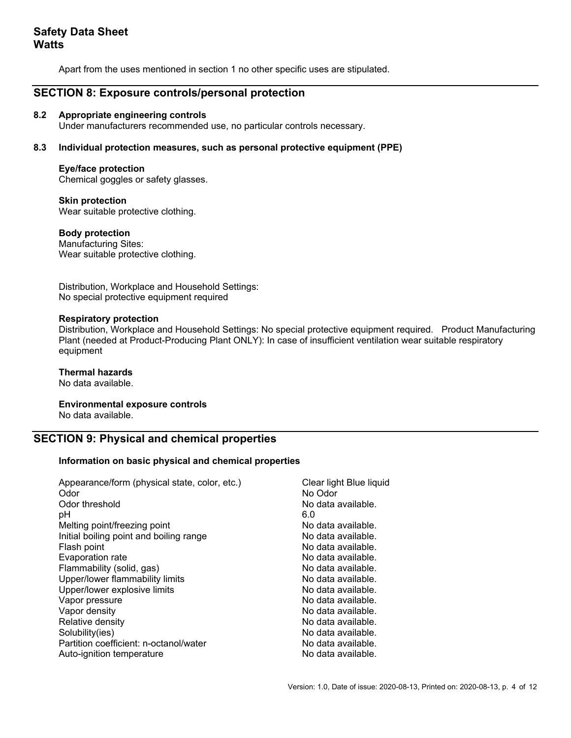Apart from the uses mentioned in section 1 no other specific uses are stipulated.

## SECTION 8: Exposure controls/personal protection

### 8.2 Appropriate engineering controls

Under manufacturers recommended use, no particular controls necessary.

### 8.3 Individual protection measures, such as personal protective equipment (PPE)

**Eye/face protection**
Chemical goggles or safety glasses.

**Skin protection**
Wear suitable protective clothing.

**Body protection**
Manufacturing Sites:
Wear suitable protective clothing.

Distribution, Workplace and Household Settings:
No special protective equipment required

**Respiratory protection**
Distribution, Workplace and Household Settings: No special protective equipment required. Product Manufacturing Plant (needed at Product-Producing Plant ONLY): In case of insufficient ventilation wear suitable respiratory equipment

**Thermal hazards**
No data available.

**Environmental exposure controls**
No data available.

## SECTION 9: Physical and chemical properties

**Information on basic physical and chemical properties**

| Property | Value |
|---|---|
| Appearance/form (physical state, color, etc.) | Clear light Blue liquid |
| Odor | No Odor |
| Odor threshold | No data available. |
| pH | 6.0 |
| Melting point/freezing point | No data available. |
| Initial boiling point and boiling range | No data available. |
| Flash point | No data available. |
| Evaporation rate | No data available. |
| Flammability (solid, gas) | No data available. |
| Upper/lower flammability limits | No data available. |
| Upper/lower explosive limits | No data available. |
| Vapor pressure | No data available. |
| Vapor density | No data available. |
| Relative density | No data available. |
| Solubility(ies) | No data available. |
| Partition coefficient: n-octanol/water | No data available. |
| Auto-ignition temperature | No data available. |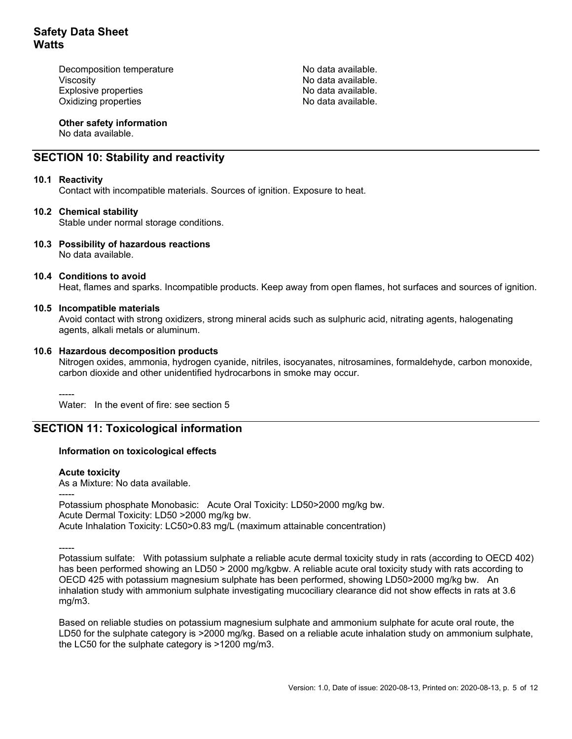| | |
|---|---|
| Decomposition temperature | No data available. |
| Viscosity | No data available. |
| Explosive properties | No data available. |
| Oxidizing properties | No data available. |

**Other safety information**
No data available.

## SECTION 10: Stability and reactivity

### 10.1 Reactivity
Contact with incompatible materials. Sources of ignition. Exposure to heat.

### 10.2 Chemical stability
Stable under normal storage conditions.

### 10.3 Possibility of hazardous reactions
No data available.

### 10.4 Conditions to avoid
Heat, flames and sparks. Incompatible products. Keep away from open flames, hot surfaces and sources of ignition.

### 10.5 Incompatible materials
Avoid contact with strong oxidizers, strong mineral acids such as sulphuric acid, nitrating agents, halogenating agents, alkali metals or aluminum.

### 10.6 Hazardous decomposition products
Nitrogen oxides, ammonia, hydrogen cyanide, nitriles, isocyanates, nitrosamines, formaldehyde, carbon monoxide, carbon dioxide and other unidentified hydrocarbons in smoke may occur.

-----
Water: In the event of fire: see section 5

## SECTION 11: Toxicological information

**Information on toxicological effects**

**Acute toxicity**
As a Mixture: No data available.
-----
Potassium phosphate Monobasic: Acute Oral Toxicity: LD50>2000 mg/kg bw.
Acute Dermal Toxicity: LD50 >2000 mg/kg bw.
Acute Inhalation Toxicity: LC50>0.83 mg/L (maximum attainable concentration)

-----
Potassium sulfate: With potassium sulphate a reliable acute dermal toxicity study in rats (according to OECD 402) has been performed showing an LD50 > 2000 mg/kgbw. A reliable acute oral toxicity study with rats according to OECD 425 with potassium magnesium sulphate has been performed, showing LD50>2000 mg/kg bw. An inhalation study with ammonium sulphate investigating mucociliary clearance did not show effects in rats at 3.6 mg/m3.

Based on reliable studies on potassium magnesium sulphate and ammonium sulphate for acute oral route, the LD50 for the sulphate category is >2000 mg/kg. Based on a reliable acute inhalation study on ammonium sulphate, the LC50 for the sulphate category is >1200 mg/m3.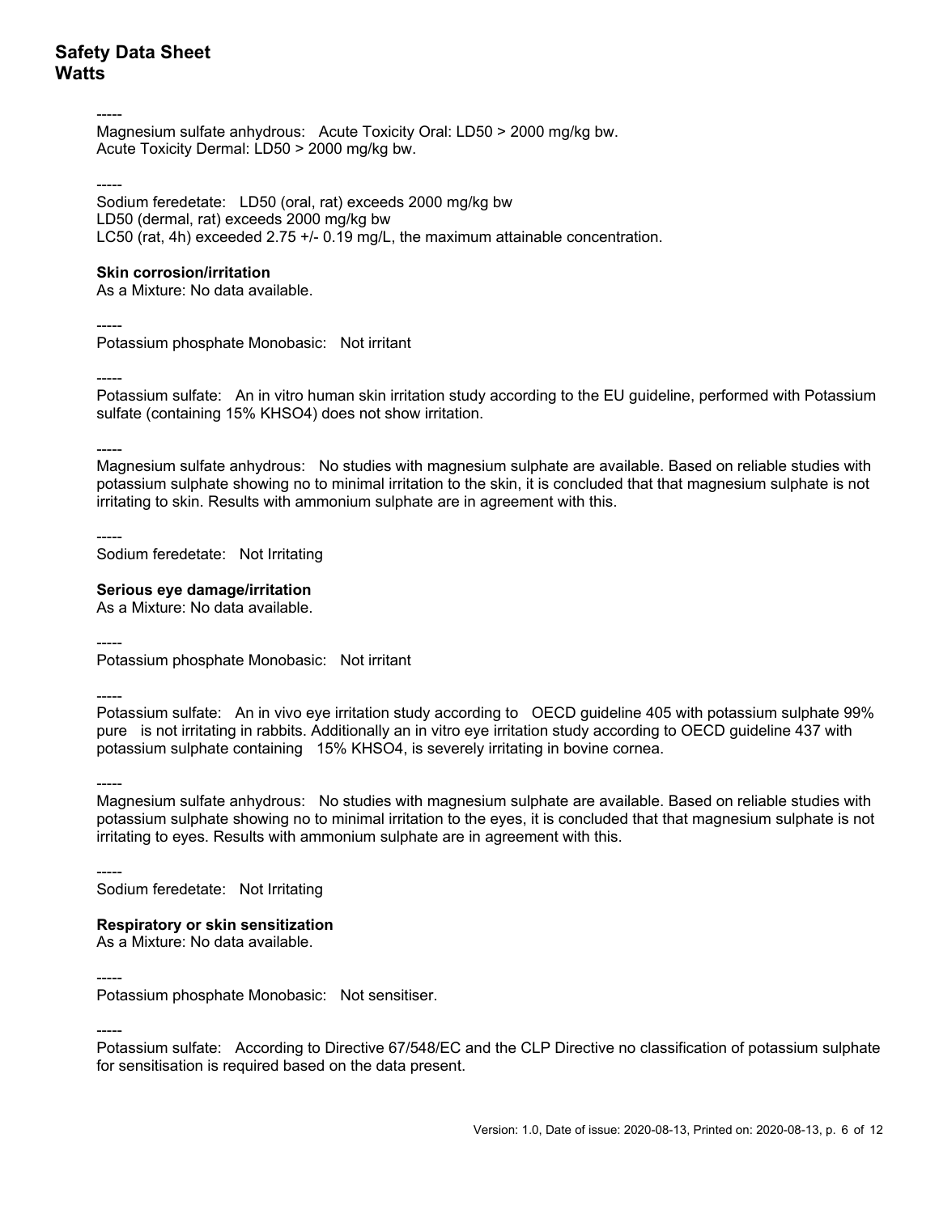-----

Magnesium sulfate anhydrous:   Acute Toxicity Oral: LD50 > 2000 mg/kg bw.
Acute Toxicity Dermal: LD50 > 2000 mg/kg bw.

-----

Sodium feredetate:   LD50 (oral, rat) exceeds 2000 mg/kg bw
LD50 (dermal, rat) exceeds 2000 mg/kg bw
LC50 (rat, 4h) exceeded 2.75 +/- 0.19 mg/L, the maximum attainable concentration.

**Skin corrosion/irritation**
As a Mixture: No data available.

-----

Potassium phosphate Monobasic:   Not irritant

-----

Potassium sulfate:   An in vitro human skin irritation study according to the EU guideline, performed with Potassium sulfate (containing 15% $KHSO_4$) does not show irritation.

-----

Magnesium sulfate anhydrous:   No studies with magnesium sulphate are available. Based on reliable studies with potassium sulphate showing no to minimal irritation to the skin, it is concluded that that magnesium sulphate is not irritating to skin. Results with ammonium sulphate are in agreement with this.

-----

Sodium feredetate:   Not Irritating

**Serious eye damage/irritation**
As a Mixture: No data available.

-----

Potassium phosphate Monobasic:   Not irritant

-----

Potassium sulfate:   An in vivo eye irritation study according to   OECD guideline 405 with potassium sulphate 99% pure   is not irritating in rabbits. Additionally an in vitro eye irritation study according to OECD guideline 437 with potassium sulphate containing   15% $KHSO_4$, is severely irritating in bovine cornea.

-----

Magnesium sulfate anhydrous:   No studies with magnesium sulphate are available. Based on reliable studies with potassium sulphate showing no to minimal irritation to the eyes, it is concluded that that magnesium sulphate is not irritating to eyes. Results with ammonium sulphate are in agreement with this.

-----

Sodium feredetate:   Not Irritating

**Respiratory or skin sensitization**
As a Mixture: No data available.

-----

Potassium phosphate Monobasic:   Not sensitiser.

-----

Potassium sulfate:   According to Directive 67/548/EC and the CLP Directive no classification of potassium sulphate for sensitisation is required based on the data present.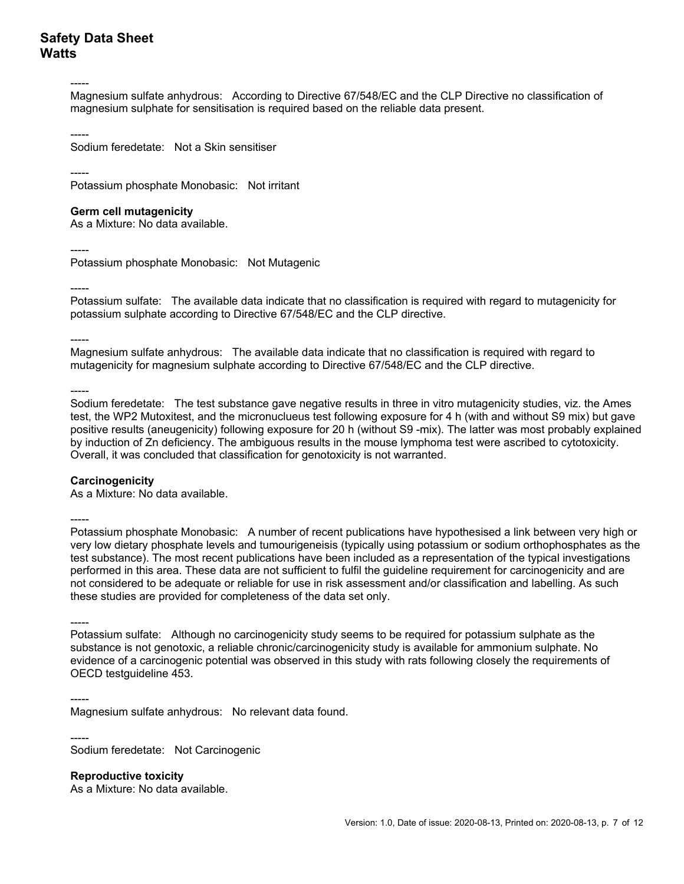-----

Magnesium sulfate anhydrous: According to Directive 67/548/EC and the CLP Directive no classification of magnesium sulphate for sensitisation is required based on the reliable data present.

-----

Sodium feredetate: Not a Skin sensitiser

-----

Potassium phosphate Monobasic: Not irritant

**Germ cell mutagenicity**

As a Mixture: No data available.

-----

Potassium phosphate Monobasic: Not Mutagenic

-----

Potassium sulfate: The available data indicate that no classification is required with regard to mutagenicity for potassium sulphate according to Directive 67/548/EC and the CLP directive.

-----

Magnesium sulfate anhydrous: The available data indicate that no classification is required with regard to mutagenicity for magnesium sulphate according to Directive 67/548/EC and the CLP directive.

-----

Sodium feredetate: The test substance gave negative results in three in vitro mutagenicity studies, viz. the Ames test, the WP2 Mutoxitest, and the micronuclueus test following exposure for 4 h (with and without S9 mix) but gave positive results (aneugenicity) following exposure for 20 h (without S9 -mix). The latter was most probably explained by induction of Zn deficiency. The ambiguous results in the mouse lymphoma test were ascribed to cytotoxicity. Overall, it was concluded that classification for genotoxicity is not warranted.

**Carcinogenicity**

As a Mixture: No data available.

-----

Potassium phosphate Monobasic: A number of recent publications have hypothesised a link between very high or very low dietary phosphate levels and tumourigeneisis (typically using potassium or sodium orthophosphates as the test substance). The most recent publications have been included as a representation of the typical investigations performed in this area. These data are not sufficient to fulfil the guideline requirement for carcinogenicity and are not considered to be adequate or reliable for use in risk assessment and/or classification and labelling. As such these studies are provided for completeness of the data set only.

-----

Potassium sulfate: Although no carcinogenicity study seems to be required for potassium sulphate as the substance is not genotoxic, a reliable chronic/carcinogenicity study is available for ammonium sulphate. No evidence of a carcinogenic potential was observed in this study with rats following closely the requirements of OECD testguideline 453.

-----

Magnesium sulfate anhydrous: No relevant data found.

-----

Sodium feredetate: Not Carcinogenic

**Reproductive toxicity**

As a Mixture: No data available.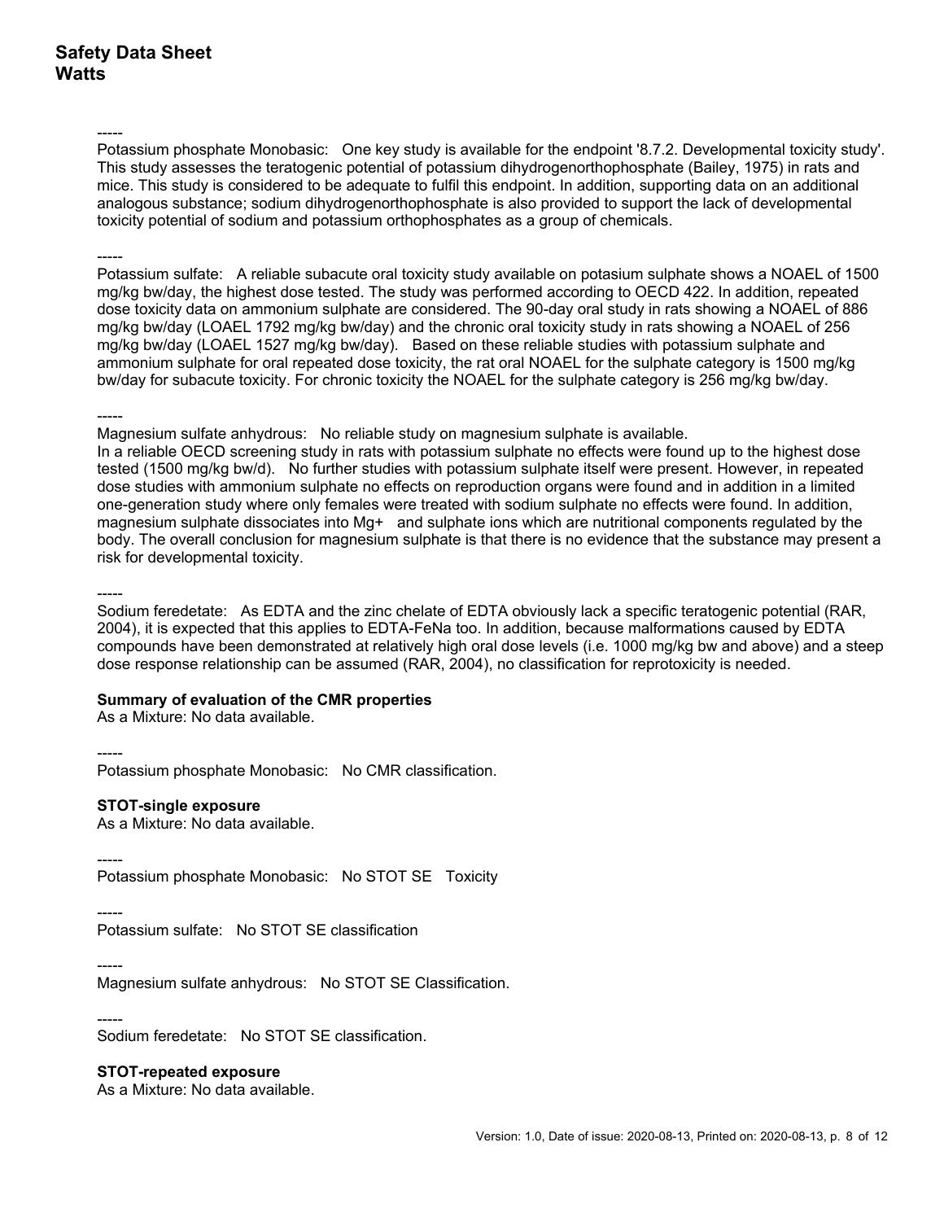-----

Potassium phosphate Monobasic: One key study is available for the endpoint '8.7.2. Developmental toxicity study'. This study assesses the teratogenic potential of potassium dihydrogenorthophosphate (Bailey, 1975) in rats and mice. This study is considered to be adequate to fulfil this endpoint. In addition, supporting data on an additional analogous substance; sodium dihydrogenorthophosphate is also provided to support the lack of developmental toxicity potential of sodium and potassium orthophosphates as a group of chemicals.

-----

Potassium sulfate: A reliable subacute oral toxicity study available on potasium sulphate shows a NOAEL of 1500 mg/kg bw/day, the highest dose tested. The study was performed according to OECD 422. In addition, repeated dose toxicity data on ammonium sulphate are considered. The 90-day oral study in rats showing a NOAEL of 886 mg/kg bw/day (LOAEL 1792 mg/kg bw/day) and the chronic oral toxicity study in rats showing a NOAEL of 256 mg/kg bw/day (LOAEL 1527 mg/kg bw/day). Based on these reliable studies with potassium sulphate and ammonium sulphate for oral repeated dose toxicity, the rat oral NOAEL for the sulphate category is 1500 mg/kg bw/day for subacute toxicity. For chronic toxicity the NOAEL for the sulphate category is 256 mg/kg bw/day.

-----

Magnesium sulfate anhydrous: No reliable study on magnesium sulphate is available.
In a reliable OECD screening study in rats with potassium sulphate no effects were found up to the highest dose tested (1500 mg/kg bw/d). No further studies with potassium sulphate itself were present. However, in repeated dose studies with ammonium sulphate no effects on reproduction organs were found and in addition in a limited one-generation study where only females were treated with sodium sulphate no effects were found. In addition, magnesium sulphate dissociates into Mg+ and sulphate ions which are nutritional components regulated by the body. The overall conclusion for magnesium sulphate is that there is no evidence that the substance may present a risk for developmental toxicity.

-----

Sodium feredetate: As EDTA and the zinc chelate of EDTA obviously lack a specific teratogenic potential (RAR, 2004), it is expected that this applies to EDTA-FeNa too. In addition, because malformations caused by EDTA compounds have been demonstrated at relatively high oral dose levels (i.e. 1000 mg/kg bw and above) and a steep dose response relationship can be assumed (RAR, 2004), no classification for reprotoxicity is needed.

**Summary of evaluation of the CMR properties**

As a Mixture: No data available.

-----

Potassium phosphate Monobasic: No CMR classification.

**STOT-single exposure**

As a Mixture: No data available.

-----

Potassium phosphate Monobasic: No STOT SE Toxicity

-----

Potassium sulfate: No STOT SE classification

-----

Magnesium sulfate anhydrous: No STOT SE Classification.

-----

Sodium feredetate: No STOT SE classification.

**STOT-repeated exposure**

As a Mixture: No data available.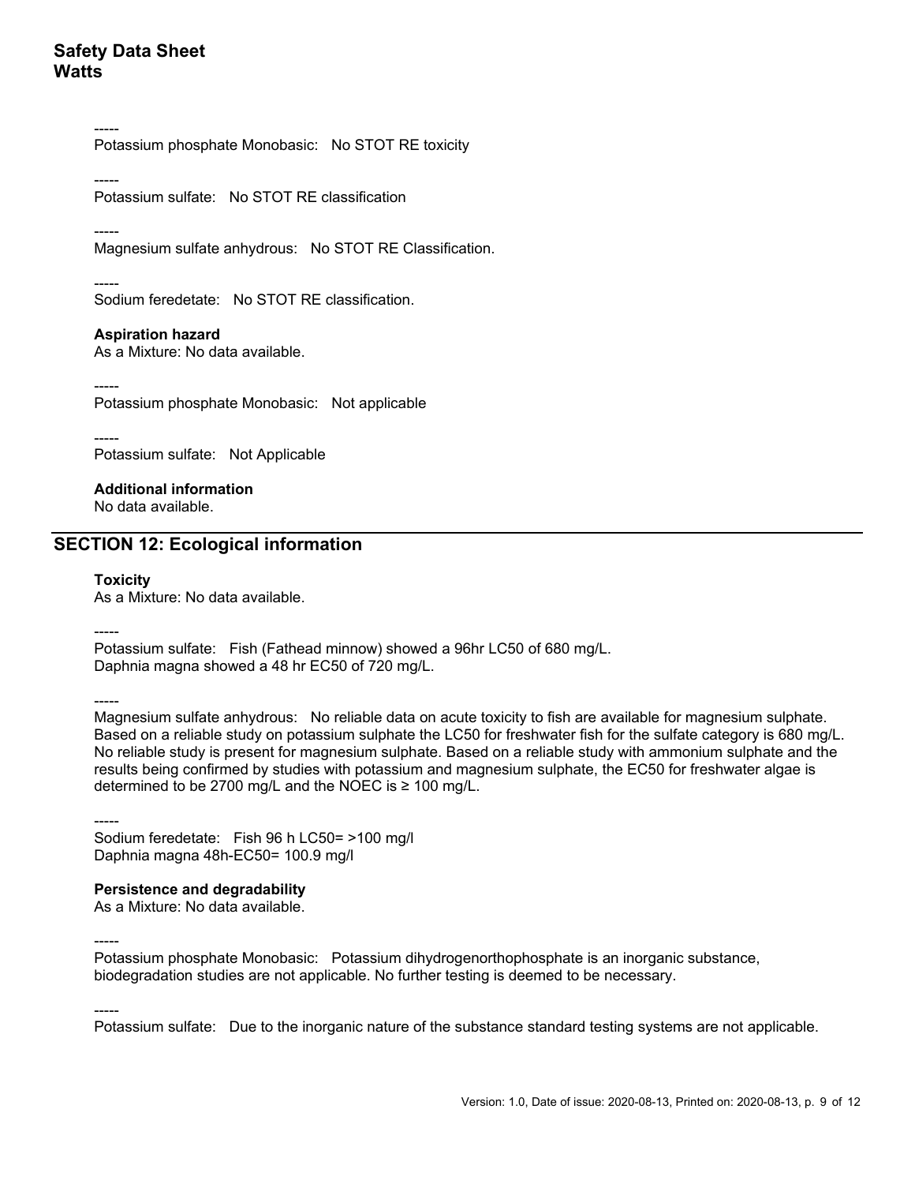-----

Potassium phosphate Monobasic: No STOT RE toxicity

-----

Potassium sulfate: No STOT RE classification

-----

Magnesium sulfate anhydrous: No STOT RE Classification.

-----

Sodium feredetate: No STOT RE classification.

**Aspiration hazard**

As a Mixture: No data available.

-----

Potassium phosphate Monobasic: Not applicable

-----

Potassium sulfate: Not Applicable

**Additional information**

No data available.

## SECTION 12: Ecological information

**Toxicity**

As a Mixture: No data available.

-----

Potassium sulfate: Fish (Fathead minnow) showed a 96hr LC50 of 680 mg/L.
Daphnia magna showed a 48 hr EC50 of 720 mg/L.

-----

Magnesium sulfate anhydrous: No reliable data on acute toxicity to fish are available for magnesium sulphate. Based on a reliable study on potassium sulphate the LC50 for freshwater fish for the sulfate category is 680 mg/L. No reliable study is present for magnesium sulphate. Based on a reliable study with ammonium sulphate and the results being confirmed by studies with potassium and magnesium sulphate, the EC50 for freshwater algae is determined to be 2700 mg/L and the NOEC is ≥ 100 mg/L.

-----

Sodium feredetate: Fish 96 h LC50= >100 mg/l
Daphnia magna 48h-EC50= 100.9 mg/l

**Persistence and degradability**

As a Mixture: No data available.

-----

Potassium phosphate Monobasic: Potassium dihydrogenorthophosphate is an inorganic substance, biodegradation studies are not applicable. No further testing is deemed to be necessary.

-----

Potassium sulfate: Due to the inorganic nature of the substance standard testing systems are not applicable.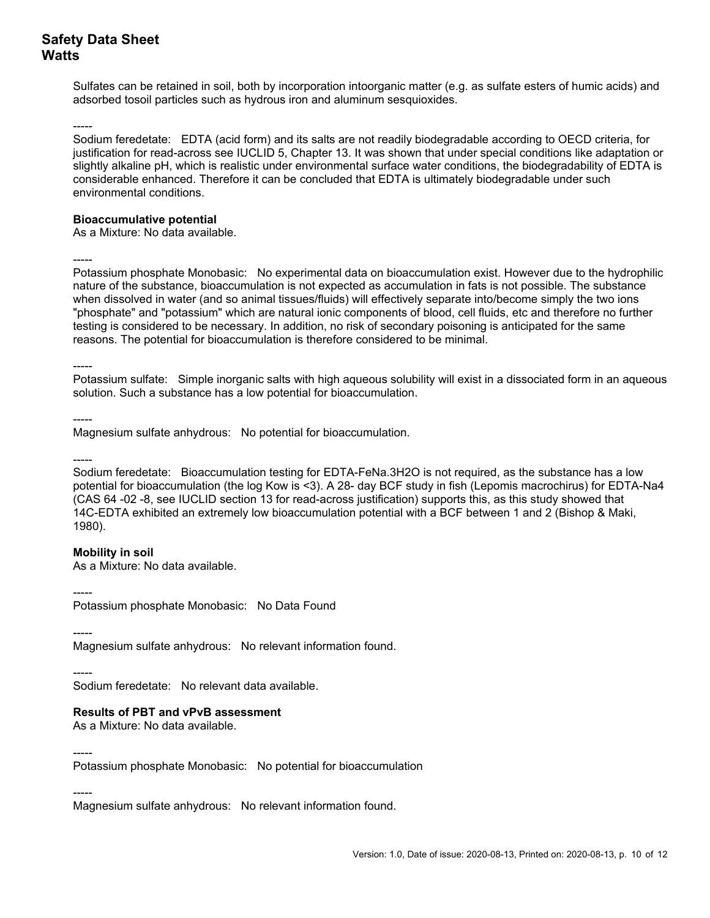Sulfates can be retained in soil, both by incorporation intoorganic matter (e.g. as sulfate esters of humic acids) and adsorbed tosoil particles such as hydrous iron and aluminum sesquioxides.

-----

Sodium feredetate: EDTA (acid form) and its salts are not readily biodegradable according to OECD criteria, for justification for read-across see IUCLID 5, Chapter 13. It was shown that under special conditions like adaptation or slightly alkaline pH, which is realistic under environmental surface water conditions, the biodegradability of EDTA is considerable enhanced. Therefore it can be concluded that EDTA is ultimately biodegradable under such environmental conditions.

**Bioaccumulative potential**

As a Mixture: No data available.

-----

Potassium phosphate Monobasic: No experimental data on bioaccumulation exist. However due to the hydrophilic nature of the substance, bioaccumulation is not expected as accumulation in fats is not possible. The substance when dissolved in water (and so animal tissues/fluids) will effectively separate into/become simply the two ions "phosphate" and "potassium" which are natural ionic components of blood, cell fluids, etc and therefore no further testing is considered to be necessary. In addition, no risk of secondary poisoning is anticipated for the same reasons. The potential for bioaccumulation is therefore considered to be minimal.

-----

Potassium sulfate: Simple inorganic salts with high aqueous solubility will exist in a dissociated form in an aqueous solution. Such a substance has a low potential for bioaccumulation.

-----

Magnesium sulfate anhydrous: No potential for bioaccumulation.

-----

Sodium feredetate: Bioaccumulation testing for EDTA-FeNa.3H2O is not required, as the substance has a low potential for bioaccumulation (the log Kow is <3). A 28- day BCF study in fish (Lepomis macrochirus) for EDTA-Na4 (CAS 64 -02 -8, see IUCLID section 13 for read-across justification) supports this, as this study showed that 14C-EDTA exhibited an extremely low bioaccumulation potential with a BCF between 1 and 2 (Bishop & Maki, 1980).

**Mobility in soil**

As a Mixture: No data available.

-----

Potassium phosphate Monobasic: No Data Found

-----

Magnesium sulfate anhydrous: No relevant information found.

-----

Sodium feredetate: No relevant data available.

**Results of PBT and vPvB assessment**

As a Mixture: No data available.

-----

Potassium phosphate Monobasic: No potential for bioaccumulation

-----

Magnesium sulfate anhydrous: No relevant information found.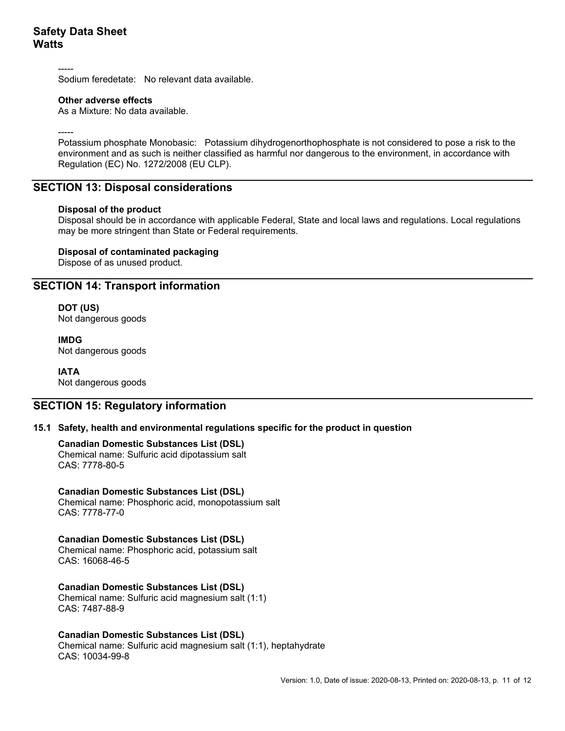-----

Sodium feredetate: No relevant data available.

**Other adverse effects**

As a Mixture: No data available.

-----

Potassium phosphate Monobasic: Potassium dihydrogenorthophosphate is not considered to pose a risk to the environment and as such is neither classified as harmful nor dangerous to the environment, in accordance with Regulation (EC) No. 1272/2008 (EU CLP).

## SECTION 13: Disposal considerations

**Disposal of the product**

Disposal should be in accordance with applicable Federal, State and local laws and regulations. Local regulations may be more stringent than State or Federal requirements.

**Disposal of contaminated packaging**

Dispose of as unused product.

## SECTION 14: Transport information

**DOT (US)**

Not dangerous goods

**IMDG**

Not dangerous goods

**IATA**

Not dangerous goods

## SECTION 15: Regulatory information

### 15.1 Safety, health and environmental regulations specific for the product in question

**Canadian Domestic Substances List (DSL)**

Chemical name: Sulfuric acid dipotassium salt

CAS: 7778-80-5

**Canadian Domestic Substances List (DSL)**

Chemical name: Phosphoric acid, monopotassium salt

CAS: 7778-77-0

**Canadian Domestic Substances List (DSL)**

Chemical name: Phosphoric acid, potassium salt

CAS: 16068-46-5

**Canadian Domestic Substances List (DSL)**

Chemical name: Sulfuric acid magnesium salt (1:1)

CAS: 7487-88-9

**Canadian Domestic Substances List (DSL)**

Chemical name: Sulfuric acid magnesium salt (1:1), heptahydrate

CAS: 10034-99-8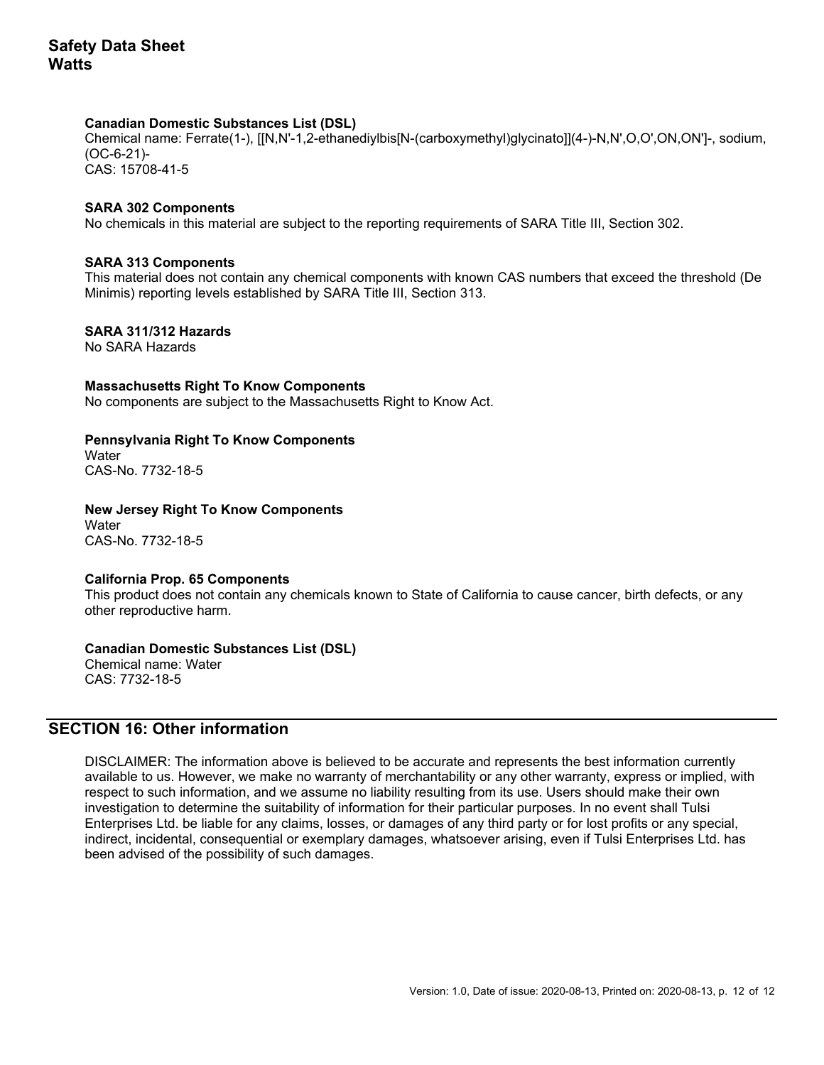#### Canadian Domestic Substances List (DSL)

Chemical name: Ferrate(1-), [[N,N'-1,2-ethanediylbis[N-(carboxymethyl)glycinato]](4-)-N,N',O,O',ON,ON']-, sodium, (OC-6-21)-
CAS: 15708-41-5

#### SARA 302 Components

No chemicals in this material are subject to the reporting requirements of SARA Title III, Section 302.

#### SARA 313 Components

This material does not contain any chemical components with known CAS numbers that exceed the threshold (De Minimis) reporting levels established by SARA Title III, Section 313.

#### SARA 311/312 Hazards

No SARA Hazards

#### Massachusetts Right To Know Components

No components are subject to the Massachusetts Right to Know Act.

#### Pennsylvania Right To Know Components

Water
CAS-No. 7732-18-5

#### New Jersey Right To Know Components

Water
CAS-No. 7732-18-5

#### California Prop. 65 Components

This product does not contain any chemicals known to State of California to cause cancer, birth defects, or any other reproductive harm.

#### Canadian Domestic Substances List (DSL)

Chemical name: Water
CAS: 7732-18-5

## SECTION 16: Other information

DISCLAIMER: The information above is believed to be accurate and represents the best information currently available to us. However, we make no warranty of merchantability or any other warranty, express or implied, with respect to such information, and we assume no liability resulting from its use. Users should make their own investigation to determine the suitability of information for their particular purposes. In no event shall Tulsi Enterprises Ltd. be liable for any claims, losses, or damages of any third party or for lost profits or any special, indirect, incidental, consequential or exemplary damages, whatsoever arising, even if Tulsi Enterprises Ltd. has been advised of the possibility of such damages.